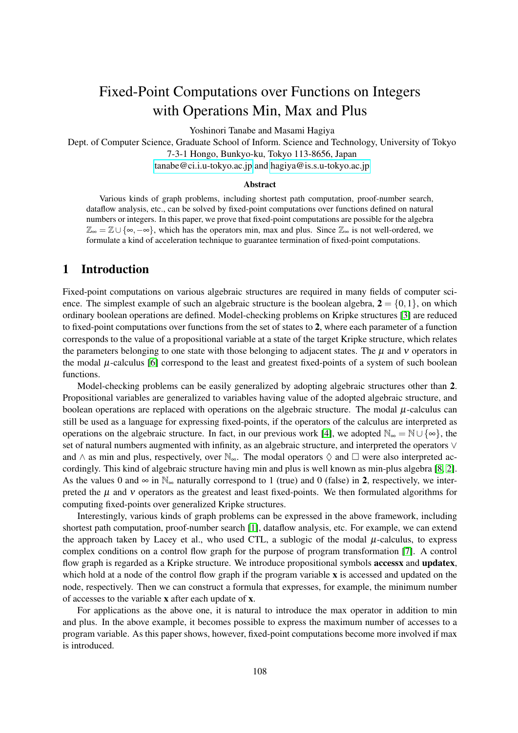# Fixed-Point Computations over Functions on Integers with Operations Min, Max and Plus

Yoshinori Tanabe and Masami Hagiya

Dept. of Computer Science, Graduate School of Inform. Science and Technology, University of Tokyo
7-3-1 Hongo, Bunkyo-ku, Tokyo 113-8656, Japan
tanabe@ci.i.u-tokyo.ac.jp and hagiya@is.s.u-tokyo.ac.jp

### Abstract

Various kinds of graph problems, including shortest path computation, proof-number search, dataflow analysis, etc., can be solved by fixed-point computations over functions defined on natural numbers or integers. In this paper, we prove that fixed-point computations are possible for the algebra $\mathbb{Z}_\infty = \mathbb{Z} \cup \{\infty, -\infty\}$, which has the operators min, max and plus. Since $\mathbb{Z}_\infty$ is not well-ordered, we formulate a kind of acceleration technique to guarantee termination of fixed-point computations.

## 1 Introduction

Fixed-point computations on various algebraic structures are required in many fields of computer science. The simplest example of such an algebraic structure is the boolean algebra, $\mathbf{2} = \{0,1\}$, on which ordinary boolean operations are defined. Model-checking problems on Kripke structures [3] are reduced to fixed-point computations over functions from the set of states to $\mathbf{2}$, where each parameter of a function corresponds to the value of a propositional variable at a state of the target Kripke structure, which relates the parameters belonging to one state with those belonging to adjacent states. The $\mu$ and $\nu$ operators in the modal $\mu$-calculus [6] correspond to the least and greatest fixed-points of a system of such boolean functions.

Model-checking problems can be easily generalized by adopting algebraic structures other than $\mathbf{2}$. Propositional variables are generalized to variables having value of the adopted algebraic structure, and boolean operations are replaced with operations on the algebraic structure. The modal $\mu$-calculus can still be used as a language for expressing fixed-points, if the operators of the calculus are interpreted as operations on the algebraic structure. In fact, in our previous work [4], we adopted $\mathbb{N}_\infty = \mathbb{N} \cup \{\infty\}$, the set of natural numbers augmented with infinity, as an algebraic structure, and interpreted the operators $\vee$ and $\wedge$ as min and plus, respectively, over $\mathbb{N}_\infty$. The modal operators $\Diamond$ and $\Box$ were also interpreted accordingly. This kind of algebraic structure having min and plus is well known as min-plus algebra [8, 2]. As the values 0 and $\infty$ in $\mathbb{N}_\infty$ naturally correspond to 1 (true) and 0 (false) in $\mathbf{2}$, respectively, we interpreted the $\mu$ and $\nu$ operators as the greatest and least fixed-points. We then formulated algorithms for computing fixed-points over generalized Kripke structures.

Interestingly, various kinds of graph problems can be expressed in the above framework, including shortest path computation, proof-number search [1], dataflow analysis, etc. For example, we can extend the approach taken by Lacey et al., who used CTL, a sublogic of the modal $\mu$-calculus, to express complex conditions on a control flow graph for the purpose of program transformation [7]. A control flow graph is regarded as a Kripke structure. We introduce propositional symbols **accessx** and **updatex**, which hold at a node of the control flow graph if the program variable **x** is accessed and updated on the node, respectively. Then we can construct a formula that expresses, for example, the minimum number of accesses to the variable **x** after each update of **x**.

For applications as the above one, it is natural to introduce the max operator in addition to min and plus. In the above example, it becomes possible to express the maximum number of accesses to a program variable. As this paper shows, however, fixed-point computations become more involved if max is introduced.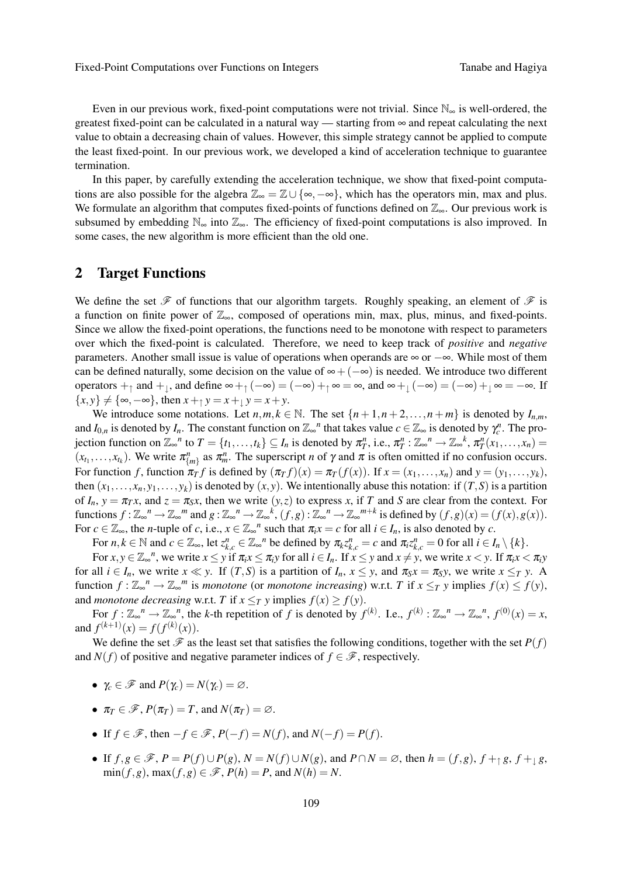Even in our previous work, fixed-point computations were not trivial. Since $\mathbb{N}_\infty$ is well-ordered, the greatest fixed-point can be calculated in a natural way — starting from $\infty$ and repeat calculating the next value to obtain a decreasing chain of values. However, this simple strategy cannot be applied to compute the least fixed-point. In our previous work, we developed a kind of acceleration technique to guarantee termination.

In this paper, by carefully extending the acceleration technique, we show that fixed-point computations are also possible for the algebra $\mathbb{Z}_\infty = \mathbb{Z} \cup \{\infty, -\infty\}$, which has the operators min, max and plus. We formulate an algorithm that computes fixed-points of functions defined on $\mathbb{Z}_\infty$. Our previous work is subsumed by embedding $\mathbb{N}_\infty$ into $\mathbb{Z}_\infty$. The efficiency of fixed-point computations is also improved. In some cases, the new algorithm is more efficient than the old one.

## 2 Target Functions

We define the set $\mathscr{F}$ of functions that our algorithm targets. Roughly speaking, an element of $\mathscr{F}$ is a function on finite power of $\mathbb{Z}_\infty$, composed of operations min, max, plus, minus, and fixed-points. Since we allow the fixed-point operations, the functions need to be monotone with respect to parameters over which the fixed-point is calculated. Therefore, we need to keep track of *positive* and *negative* parameters. Another small issue is value of operations when operands are $\infty$ or $-\infty$. While most of them can be defined naturally, some decision on the value of $\infty + (-\infty)$ is needed. We introduce two different operators $+_\uparrow$ and $+_\downarrow$, and define $\infty +_\uparrow (-\infty) = (-\infty) +_\uparrow \infty = \infty$, and $\infty +_\downarrow (-\infty) = (-\infty) +_\downarrow \infty = -\infty$. If $\{x, y\} \neq \{\infty, -\infty\}$, then $x +_\uparrow y = x +_\downarrow y = x + y$.

We introduce some notations. Let $n, m, k \in \mathbb{N}$. The set $\{n+1, n+2, \ldots, n+m\}$ is denoted by $I_{n,m}$, and $I_{0,n}$ is denoted by $I_n$. The constant function on ${\mathbb{Z}_\infty}^n$ that takes value $c \in \mathbb{Z}_\infty$ is denoted by $\gamma^n_c$. The projection function on ${\mathbb{Z}_\infty}^n$ to $T = \{t_1, \ldots, t_k\} \subseteq I_n$ is denoted by $\pi^n_T$, i.e., $\pi^n_T : {\mathbb{Z}_\infty}^n \to {\mathbb{Z}_\infty}^k$, $\pi^n_T(x_1, \ldots, x_n) = (x_{t_1}, \ldots, x_{t_k})$. We write $\pi^n_{\{m\}}$ as $\pi^n_m$. The superscript $n$ of $\gamma$ and $\pi$ is often omitted if no confusion occurs. For function $f$, function $\pi_T f$ is defined by $(\pi_T f)(x) = \pi_T(f(x))$. If $x = (x_1, \ldots, x_n)$ and $y = (y_1, \ldots, y_k)$, then $(x_1, \ldots, x_n, y_1, \ldots, y_k)$ is denoted by $(x, y)$. We intentionally abuse this notation: if $(T, S)$ is a partition of $I_n$, $y = \pi_T x$, and $z = \pi_S x$, then we write $(y, z)$ to express $x$, if $T$ and $S$ are clear from the context. For functions $f : {\mathbb{Z}_\infty}^n \to {\mathbb{Z}_\infty}^m$ and $g : {\mathbb{Z}_\infty}^n \to {\mathbb{Z}_\infty}^k$, $(f, g) : {\mathbb{Z}_\infty}^n \to {\mathbb{Z}_\infty}^{m+k}$ is defined by $(f, g)(x) = (f(x), g(x))$. For $c \in \mathbb{Z}_\infty$, the $n$-tuple of $c$, i.e., $x \in {\mathbb{Z}_\infty}^n$ such that $\pi_i x = c$ for all $i \in I_n$, is also denoted by $c$.

For $n, k \in \mathbb{N}$ and $c \in \mathbb{Z}_\infty$, let $z^n_{k,c} \in {\mathbb{Z}_\infty}^n$ be defined by $\pi_k z^n_{k,c} = c$ and $\pi_i z^n_{k,c} = 0$ for all $i \in I_n \setminus \{k\}$.

For $x, y \in {\mathbb{Z}_\infty}^n$, we write $x \leq y$ if $\pi_i x \leq \pi_i y$ for all $i \in I_n$. If $x \leq y$ and $x \neq y$, we write $x < y$. If $\pi_i x < \pi_i y$ for all $i \in I_n$, we write $x \ll y$. If $(T, S)$ is a partition of $I_n$, $x \leq y$, and $\pi_S x = \pi_S y$, we write $x \leq_T y$. A function $f : {\mathbb{Z}_\infty}^n \to {\mathbb{Z}_\infty}^m$ is *monotone* (or *monotone increasing*) w.r.t. $T$ if $x \leq_T y$ implies $f(x) \leq f(y)$, and *monotone decreasing* w.r.t. $T$ if $x \leq_T y$ implies $f(x) \geq f(y)$.

For $f : {\mathbb{Z}_\infty}^n \to {\mathbb{Z}_\infty}^n$, the $k$-th repetition of $f$ is denoted by $f^{(k)}$. I.e., $f^{(k)} : {\mathbb{Z}_\infty}^n \to {\mathbb{Z}_\infty}^n$, $f^{(0)}(x) = x$, and $f^{(k+1)}(x) = f(f^{(k)}(x))$.

We define the set $\mathscr{F}$ as the least set that satisfies the following conditions, together with the set $P(f)$ and $N(f)$ of positive and negative parameter indices of $f \in \mathscr{F}$, respectively.

- $\gamma_c \in \mathscr{F}$ and $P(\gamma_c) = N(\gamma_c) = \varnothing$.
- $\pi_T \in \mathscr{F}$, $P(\pi_T) = T$, and $N(\pi_T) = \varnothing$.
- If $f \in \mathscr{F}$, then $-f \in \mathscr{F}$, $P(-f) = N(f)$, and $N(-f) = P(f)$.
- If $f, g \in \mathscr{F}$, $P = P(f) \cup P(g)$, $N = N(f) \cup N(g)$, and $P \cap N = \varnothing$, then $h = (f, g)$, $f +_\uparrow g$, $f +_\downarrow g$, $\min(f, g)$, $\max(f, g) \in \mathscr{F}$, $P(h) = P$, and $N(h) = N$.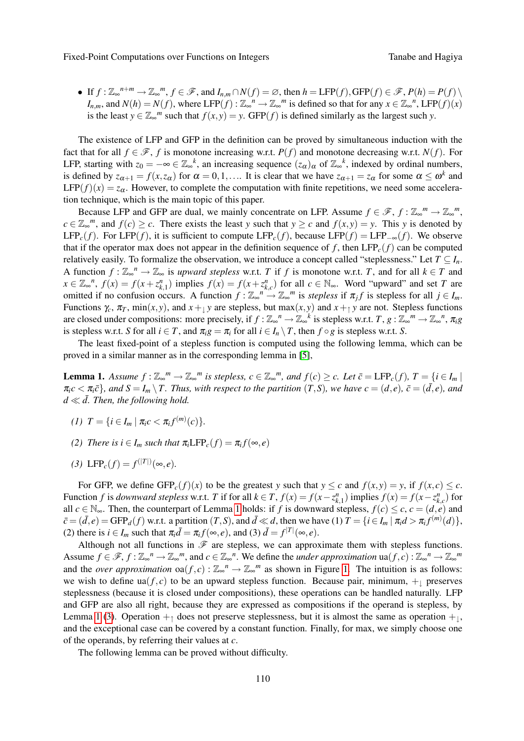- If $f : \mathbb{Z}_\infty{}^{n+m} \to \mathbb{Z}_\infty{}^m$, $f \in \mathscr{F}$, and $I_{n,m} \cap N(f) = \varnothing$, then $h = \mathrm{LFP}(f), \mathrm{GFP}(f) \in \mathscr{F}$, $P(h) = P(f) \setminus I_{n,m}$, and $N(h) = N(f)$, where $\mathrm{LFP}(f) : \mathbb{Z}_\infty{}^n \to \mathbb{Z}_\infty{}^m$ is defined so that for any $x \in \mathbb{Z}_\infty{}^n$, $\mathrm{LFP}(f)(x)$ is the least $y \in \mathbb{Z}_\infty{}^m$ such that $f(x,y) = y$. $\mathrm{GFP}(f)$ is defined similarly as the largest such $y$.

The existence of LFP and GFP in the definition can be proved by simultaneous induction with the fact that for all $f \in \mathscr{F}$, $f$ is monotone increasing w.r.t. $P(f)$ and monotone decreasing w.r.t. $N(f)$. For LFP, starting with $z_0 = -\infty \in \mathbb{Z}_\infty{}^k$, an increasing sequence $(z_\alpha)_\alpha$ of $\mathbb{Z}_\infty{}^k$, indexed by ordinal numbers, is defined by $z_{\alpha+1} = f(x, z_\alpha)$ for $\alpha = 0, 1, \ldots$. It is clear that we have $z_{\alpha+1} = z_\alpha$ for some $\alpha \leq \omega^k$ and $\mathrm{LFP}(f)(x) = z_\alpha$. However, to complete the computation with finite repetitions, we need some acceleration technique, which is the main topic of this paper.

Because LFP and GFP are dual, we mainly concentrate on LFP. Assume $f \in \mathscr{F}$, $f : \mathbb{Z}_\infty{}^m \to \mathbb{Z}_\infty{}^m$, $c \in \mathbb{Z}_\infty{}^m$, and $f(c) \geq c$. There exists the least $y$ such that $y \geq c$ and $f(x,y) = y$. This $y$ is denoted by $\mathrm{LFP}_c(f)$. For $\mathrm{LFP}(f)$, it is sufficient to compute $\mathrm{LFP}_c(f)$, because $\mathrm{LFP}(f) = \mathrm{LFP}_{-\infty}(f)$. We observe that if the operator max does not appear in the definition sequence of $f$, then $\mathrm{LFP}_c(f)$ can be computed relatively easily. To formalize the observation, we introduce a concept called "steplessness." Let $T \subseteq I_n$. A function $f : \mathbb{Z}_\infty{}^n \to \mathbb{Z}_\infty$ is *upward stepless* w.r.t. $T$ if $f$ is monotone w.r.t. $T$, and for all $k \in T$ and $x \in \mathbb{Z}_\infty{}^n$, $f(x) = f(x + z^n_{k,1})$ implies $f(x) = f(x + z^n_{k,c})$ for all $c \in \mathbb{N}_\infty$. Word "upward" and set $T$ are omitted if no confusion occurs. A function $f : \mathbb{Z}_\infty{}^n \to \mathbb{Z}_\infty{}^m$ is *stepless* if $\pi_j f$ is stepless for all $j \in I_m$. Functions $\gamma_c$, $\pi_T$, $\min(x,y)$, and $x +_\downarrow y$ are stepless, but $\max(x,y)$ and $x +_\uparrow y$ are not. Stepless functions are closed under compositions: more precisely, if $f : \mathbb{Z}_\infty{}^n \to \mathbb{Z}_\infty{}^k$ is stepless w.r.t. $T$, $g : \mathbb{Z}_\infty{}^m \to \mathbb{Z}_\infty{}^n$, $\pi_i g$ is stepless w.r.t. $S$ for all $i \in T$, and $\pi_i g = \pi_i$ for all $i \in I_n \setminus T$, then $f \circ g$ is stepless w.r.t. $S$.

The least fixed-point of a stepless function is computed using the following lemma, which can be proved in a similar manner as in the corresponding lemma in [5],

**Lemma 1.** *Assume $f : \mathbb{Z}_\infty{}^m \to \mathbb{Z}_\infty{}^m$ is stepless, $c \in \mathbb{Z}_\infty{}^m$, and $f(c) \geq c$. Let $\bar{c} = \mathrm{LFP}_c(f)$, $T = \{i \in I_m \mid \pi_i c < \pi_i \bar{c}\}$, and $S = I_m \setminus T$. Thus, with respect to the partition $(T,S)$, we have $c = (d,e)$, $\bar{c} = (\bar{d},e)$, and $d \ll \bar{d}$. Then, the following hold.*

*(1) $T = \{i \in I_m \mid \pi_i c < \pi_i f^{(m)}(c)\}$.*

*(2) There is $i \in I_m$ such that $\pi_i \mathrm{LFP}_c(f) = \pi_i f(\infty, e)$*

*(3) $\mathrm{LFP}_c(f) = f^{(|T|)}(\infty, e)$.*

For GFP, we define $\mathrm{GFP}_c(f)(x)$ to be the greatest $y$ such that $y \leq c$ and $f(x,y) = y$, if $f(x,c) \leq c$. Function $f$ is *downward stepless* w.r.t. $T$ if for all $k \in T$, $f(x) = f(x - z^n_{k,1})$ implies $f(x) = f(x - z^n_{k,c})$ for all $c \in \mathbb{N}_\infty$. Then, the counterpart of Lemma 1 holds: if $f$ is downward stepless, $f(c) \leq c$, $c = (d,e)$ and $\bar{c} = (\bar{d},e) = \mathrm{GFP}_d(f)$ w.r.t. a partition $(T,S)$, and $\bar{d} \ll d$, then we have (1) $T = \{i \in I_m \mid \pi_i d > \pi_i f^{(m)}(d)\}$, (2) there is $i \in I_m$ such that $\pi_i \bar{d} = \pi_i f(\infty, e)$, and (3) $\bar{d} = f^{|T|}(\infty, e)$.

Although not all functions in $\mathscr{F}$ are stepless, we can approximate them with stepless functions. Assume $f \in \mathscr{F}$, $f : \mathbb{Z}_\infty{}^n \to \mathbb{Z}_\infty{}^m$, and $c \in \mathbb{Z}_\infty{}^n$. We define the *under approximation* $\mathrm{ua}(f,c) : \mathbb{Z}_\infty{}^n \to \mathbb{Z}_\infty{}^m$ and the *over approximation* $\mathrm{oa}(f,c) : \mathbb{Z}_\infty{}^n \to \mathbb{Z}_\infty{}^m$ as shown in Figure 1. The intuition is as follows: we wish to define $\mathrm{ua}(f,c)$ to be an upward stepless function. Because pair, minimum, $+_\downarrow$ preserves steplessness (because it is closed under compositions), these operations can be handled naturally. LFP and GFP are also all right, because they are expressed as compositions if the operand is stepless, by Lemma 1 (3). Operation $+_\uparrow$ does not preserve steplessness, but it is almost the same as operation $+_\downarrow$, and the exceptional case can be covered by a constant function. Finally, for max, we simply choose one of the operands, by referring their values at $c$.

The following lemma can be proved without difficulty.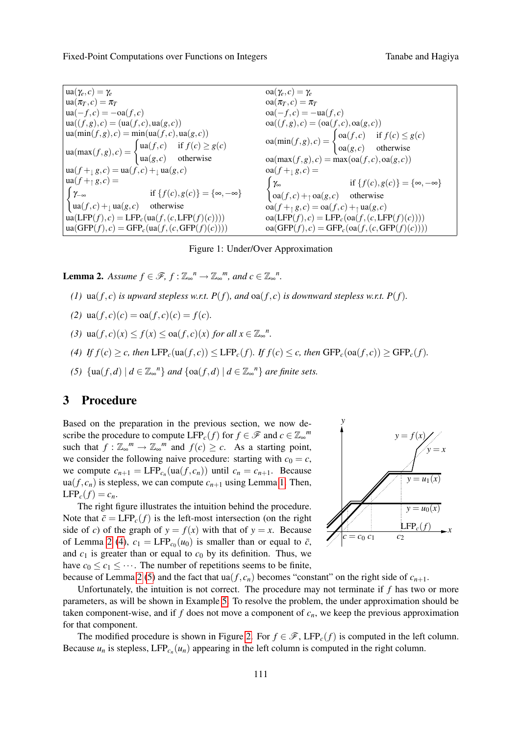| | |
|---|---|
| $\mathrm{ua}(\gamma_e, c) = \gamma_e$ | $\mathrm{oa}(\gamma_e, c) = \gamma_e$ |
| $\mathrm{ua}(\pi_T, c) = \pi_T$ | $\mathrm{oa}(\pi_T, c) = \pi_T$ |
| $\mathrm{ua}(-f, c) = -\mathrm{oa}(f, c)$ | $\mathrm{oa}(-f, c) = -\mathrm{ua}(f, c)$ |
| $\mathrm{ua}((f,g), c) = (\mathrm{ua}(f,c), \mathrm{ua}(g,c))$ | $\mathrm{oa}((f,g), c) = (\mathrm{oa}(f,c), \mathrm{oa}(g,c))$ |
| $\mathrm{ua}(\min(f,g), c) = \min(\mathrm{ua}(f,c), \mathrm{ua}(g,c))$ | $\mathrm{oa}(\min(f,g), c) = \begin{cases} \mathrm{oa}(f,c) & \text{if } f(c) \le g(c) \\ \mathrm{oa}(g,c) & \text{otherwise} \end{cases}$ |
| $\mathrm{ua}(\max(f,g), c) = \begin{cases} \mathrm{ua}(f,c) & \text{if } f(c) \ge g(c) \\ \mathrm{ua}(g,c) & \text{otherwise} \end{cases}$ | $\mathrm{oa}(\max(f,g), c) = \max(\mathrm{oa}(f,c), \mathrm{oa}(g,c))$ |
| $\mathrm{ua}(f +_{\downarrow} g, c) = \mathrm{ua}(f,c) +_{\downarrow} \mathrm{ua}(g,c)$ | $\mathrm{oa}(f +_{\downarrow} g, c) = \begin{cases} \gamma_{\infty} & \text{if } \{f(c), g(c)\} = \{\infty, -\infty\} \\ \mathrm{oa}(f,c) +_{\uparrow} \mathrm{oa}(g,c) & \text{otherwise} \end{cases}$ |
| $\mathrm{ua}(f +_{\uparrow} g, c) = \begin{cases} \gamma_{-\infty} & \text{if } \{f(c), g(c)\} = \{\infty, -\infty\} \\ \mathrm{ua}(f,c) +_{\downarrow} \mathrm{ua}(g,c) & \text{otherwise} \end{cases}$ | $\mathrm{oa}(f +_{\uparrow} g, c) = \mathrm{oa}(f,c) +_{\uparrow} \mathrm{ua}(g,c)$ |
| $\mathrm{ua}(\mathrm{LFP}(f), c) = \mathrm{LFP}_c(\mathrm{ua}(f, (c, \mathrm{LFP}(f)(c))))$ | $\mathrm{oa}(\mathrm{LFP}(f), c) = \mathrm{LFP}_c(\mathrm{oa}(f, (c, \mathrm{LFP}(f)(c))))$ |
| $\mathrm{ua}(\mathrm{GFP}(f), c) = \mathrm{GFP}_c(\mathrm{ua}(f, (c, \mathrm{GFP}(f)(c))))$ | $\mathrm{oa}(\mathrm{GFP}(f), c) = \mathrm{GFP}_c(\mathrm{oa}(f, (c, \mathrm{GFP}(f)(c))))$ |

Figure 1: Under/Over Approximation

**Lemma 2.** *Assume $f \in \mathscr{F}$, $f : \mathbb{Z}_\infty{}^n \to \mathbb{Z}_\infty{}^m$, and $c \in \mathbb{Z}_\infty{}^n$.*

*(1)* $\mathrm{ua}(f,c)$ *is upward stepless w.r.t.* $P(f)$*, and* $\mathrm{oa}(f,c)$ *is downward stepless w.r.t.* $P(f)$*.*

*(2)* $\mathrm{ua}(f,c)(c) = \mathrm{oa}(f,c)(c) = f(c)$*.*

*(3)* $\mathrm{ua}(f,c)(x) \le f(x) \le \mathrm{oa}(f,c)(x)$ *for all* $x \in \mathbb{Z}_\infty{}^n$*.*

*(4) If* $f(c) \ge c$*, then* $\mathrm{LFP}_c(\mathrm{ua}(f,c)) \le \mathrm{LFP}_c(f)$*. If* $f(c) \le c$*, then* $\mathrm{GFP}_c(\mathrm{oa}(f,c)) \ge \mathrm{GFP}_c(f)$*.*

*(5)* $\{\mathrm{ua}(f,d) \mid d \in \mathbb{Z}_\infty{}^n\}$ *and* $\{\mathrm{oa}(f,d) \mid d \in \mathbb{Z}_\infty{}^n\}$ *are finite sets.*

## 3 Procedure

Based on the preparation in the previous section, we now describe the procedure to compute $\mathrm{LFP}_c(f)$ for $f \in \mathscr{F}$ and $c \in \mathbb{Z}_\infty{}^m$ such that $f : \mathbb{Z}_\infty{}^m \to \mathbb{Z}_\infty{}^m$ and $f(c) \ge c$. As a starting point, we consider the following naive procedure: starting with $c_0 = c$, we compute $c_{n+1} = \mathrm{LFP}_{c_n}(\mathrm{ua}(f, c_n))$ until $c_n = c_{n+1}$. Because $\mathrm{ua}(f, c_n)$ is stepless, we can compute $c_{n+1}$ using Lemma 1. Then, $\mathrm{LFP}_c(f) = c_n$.

The right figure illustrates the intuition behind the procedure. Note that $\bar{c} = \mathrm{LFP}_c(f)$ is the left-most intersection (on the right side of $c$) of the graph of $y = f(x)$ with that of $y = x$. Because of Lemma 2 (4), $c_1 = \mathrm{LFP}_{c_0}(u_0)$ is smaller than or equal to $\bar{c}$, and $c_1$ is greater than or equal to $c_0$ by its definition. Thus, we have $c_0 \le c_1 \le \cdots$. The number of repetitions seems to be finite, because of Lemma 2 (5) and the fact that $\mathrm{ua}(f, c_n)$ becomes "constant" on the right side of $c_{n+1}$.

Unfortunately, the intuition is not correct. The procedure may not terminate if $f$ has two or more parameters, as will be shown in Example 5. To resolve the problem, the under approximation should be taken component-wise, and if $f$ does not move a component of $c_n$, we keep the previous approximation for that component.

The modified procedure is shown in Figure 2. For $f \in \mathscr{F}$, $\mathrm{LFP}_c(f)$ is computed in the left column. Because $u_n$ is stepless, $\mathrm{LFP}_{c_n}(u_n)$ appearing in the left column is computed in the right column.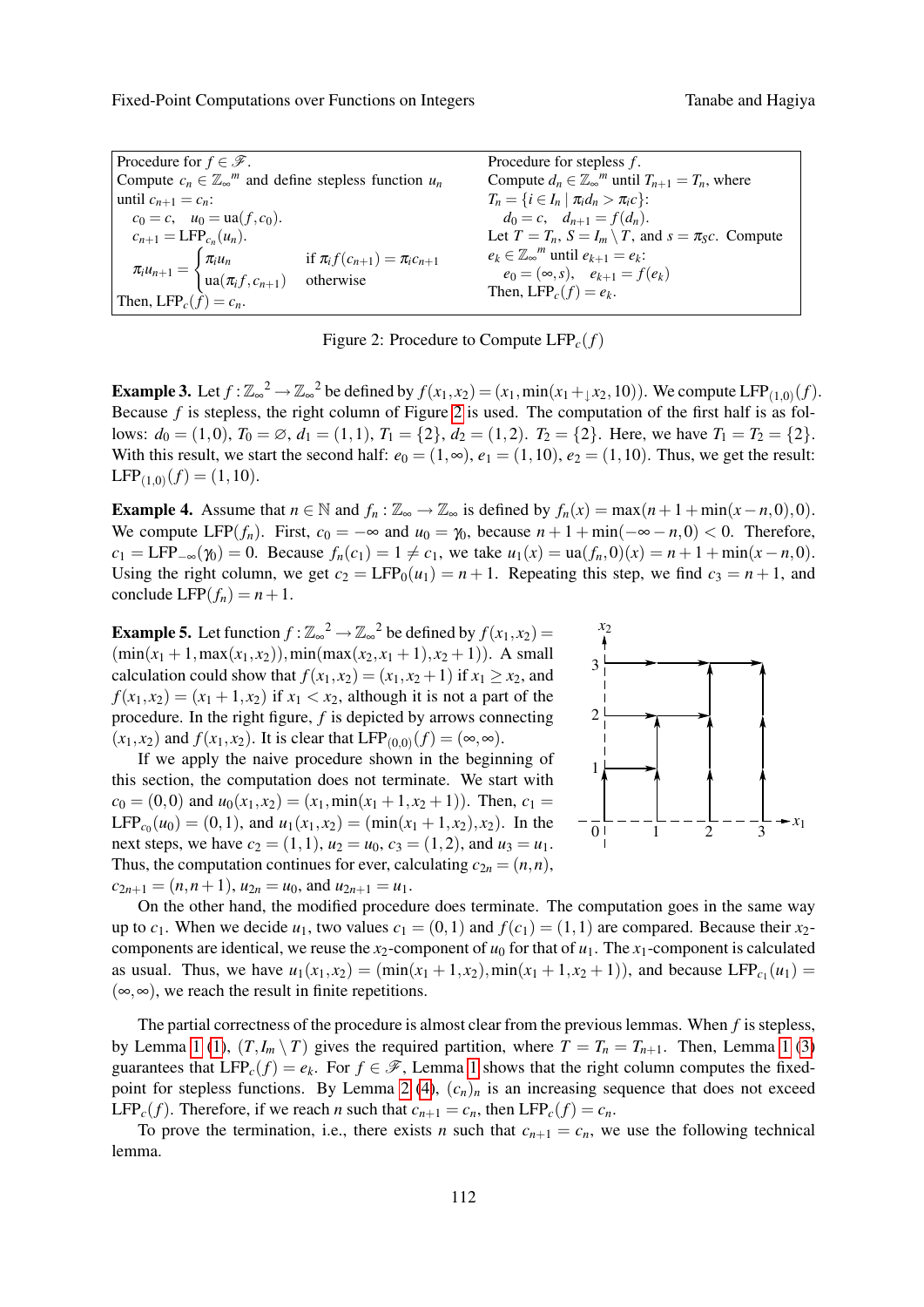| Procedure for $f \in \mathscr{F}$. | Procedure for stepless $f$. |
|---|---|
| Compute $c_n \in {\mathbb{Z}_\infty}^m$ and define stepless function $u_n$ until $c_{n+1} = c_n$: | Compute $d_n \in {\mathbb{Z}_\infty}^m$ until $T_{n+1} = T_n$, where $T_n = \{i \in I_n \mid \pi_i d_n > \pi_i c\}$: |
| $c_0 = c, \quad u_0 = \mathrm{ua}(f, c_0)$. | $d_0 = c, \quad d_{n+1} = f(d_n)$. |
| $c_{n+1} = \mathrm{LFP}_{c_n}(u_n)$. | Let $T = T_n$, $S = I_m \setminus T$, and $s = \pi_S c$. Compute $e_k \in {\mathbb{Z}_\infty}^m$ until $e_{k+1} = e_k$: |
| $\pi_i u_{n+1} = \begin{cases} \pi_i u_n & \text{if } \pi_i f(c_{n+1}) = \pi_i c_{n+1} \\ \mathrm{ua}(\pi_i f, c_{n+1}) & \text{otherwise} \end{cases}$ | $e_0 = (\infty, s), \quad e_{k+1} = f(e_k)$ |
| Then, $\mathrm{LFP}_c(f) = c_n$. | Then, $\mathrm{LFP}_c(f) = e_k$. |

Figure 2: Procedure to Compute $\mathrm{LFP}_c(f)$

**Example 3.** Let $f : {\mathbb{Z}_\infty}^2 \to {\mathbb{Z}_\infty}^2$ be defined by $f(x_1, x_2) = (x_1, \min(x_1 +_{\downarrow} x_2, 10))$. We compute $\mathrm{LFP}_{(1,0)}(f)$. Because $f$ is stepless, the right column of Figure 2 is used. The computation of the first half is as follows: $d_0 = (1,0)$, $T_0 = \varnothing$, $d_1 = (1,1)$, $T_1 = \{2\}$, $d_2 = (1,2)$. $T_2 = \{2\}$. Here, we have $T_1 = T_2 = \{2\}$. With this result, we start the second half: $e_0 = (1,\infty)$, $e_1 = (1,10)$, $e_2 = (1,10)$. Thus, we get the result: $\mathrm{LFP}_{(1,0)}(f) = (1,10)$.

**Example 4.** Assume that $n \in \mathbb{N}$ and $f_n : \mathbb{Z}_\infty \to \mathbb{Z}_\infty$ is defined by $f_n(x) = \max(n+1+\min(x-n,0),0)$. We compute $\mathrm{LFP}(f_n)$. First, $c_0 = -\infty$ and $u_0 = \gamma_0$, because $n+1+\min(-\infty-n,0) < 0$. Therefore, $c_1 = \mathrm{LFP}_{-\infty}(\gamma_0) = 0$. Because $f_n(c_1) = 1 \neq c_1$, we take $u_1(x) = \mathrm{ua}(f_n, 0)(x) = n+1+\min(x-n,0)$. Using the right column, we get $c_2 = \mathrm{LFP}_0(u_1) = n+1$. Repeating this step, we find $c_3 = n+1$, and conclude $\mathrm{LFP}(f_n) = n+1$.

**Example 5.** Let function $f : {\mathbb{Z}_\infty}^2 \to {\mathbb{Z}_\infty}^2$ be defined by $f(x_1,x_2) = (\min(x_1+1, \max(x_1,x_2)), \min(\max(x_2,x_1+1), x_2+1))$. A small calculation could show that $f(x_1,x_2) = (x_1, x_2+1)$ if $x_1 \geq x_2$, and $f(x_1,x_2) = (x_1+1, x_2)$ if $x_1 < x_2$, although it is not a part of the procedure. In the right figure, $f$ is depicted by arrows connecting $(x_1,x_2)$ and $f(x_1,x_2)$. It is clear that $\mathrm{LFP}_{(0,0)}(f) = (\infty,\infty)$.

If we apply the naive procedure shown in the beginning of this section, the computation does not terminate. We start with $c_0 = (0,0)$ and $u_0(x_1,x_2) = (x_1, \min(x_1+1, x_2+1))$. Then, $c_1 = \mathrm{LFP}_{c_0}(u_0) = (0,1)$, and $u_1(x_1,x_2) = (\min(x_1+1,x_2), x_2)$. In the next steps, we have $c_2 = (1,1)$, $u_2 = u_0$, $c_3 = (1,2)$, and $u_3 = u_1$. Thus, the computation continues for ever, calculating $c_{2n} = (n,n)$, $c_{2n+1} = (n,n+1)$, $u_{2n} = u_0$, and $u_{2n+1} = u_1$.

On the other hand, the modified procedure does terminate. The computation goes in the same way up to $c_1$. When we decide $u_1$, two values $c_1 = (0,1)$ and $f(c_1) = (1,1)$ are compared. Because their $x_2$-components are identical, we reuse the $x_2$-component of $u_0$ for that of $u_1$. The $x_1$-component is calculated as usual. Thus, we have $u_1(x_1,x_2) = (\min(x_1+1,x_2), \min(x_1+1,x_2+1))$, and because $\mathrm{LFP}_{c_1}(u_1) = (\infty,\infty)$, we reach the result in finite repetitions.

The partial correctness of the procedure is almost clear from the previous lemmas. When $f$ is stepless, by Lemma 1 (1), $(T, I_m \setminus T)$ gives the required partition, where $T = T_n = T_{n+1}$. Then, Lemma 1 (3) guarantees that $\mathrm{LFP}_c(f) = e_k$. For $f \in \mathscr{F}$, Lemma 1 shows that the right column computes the fixed-point for stepless functions. By Lemma 2 (4), $(c_n)_n$ is an increasing sequence that does not exceed $\mathrm{LFP}_c(f)$. Therefore, if we reach $n$ such that $c_{n+1} = c_n$, then $\mathrm{LFP}_c(f) = c_n$.

To prove the termination, i.e., there exists $n$ such that $c_{n+1} = c_n$, we use the following technical lemma.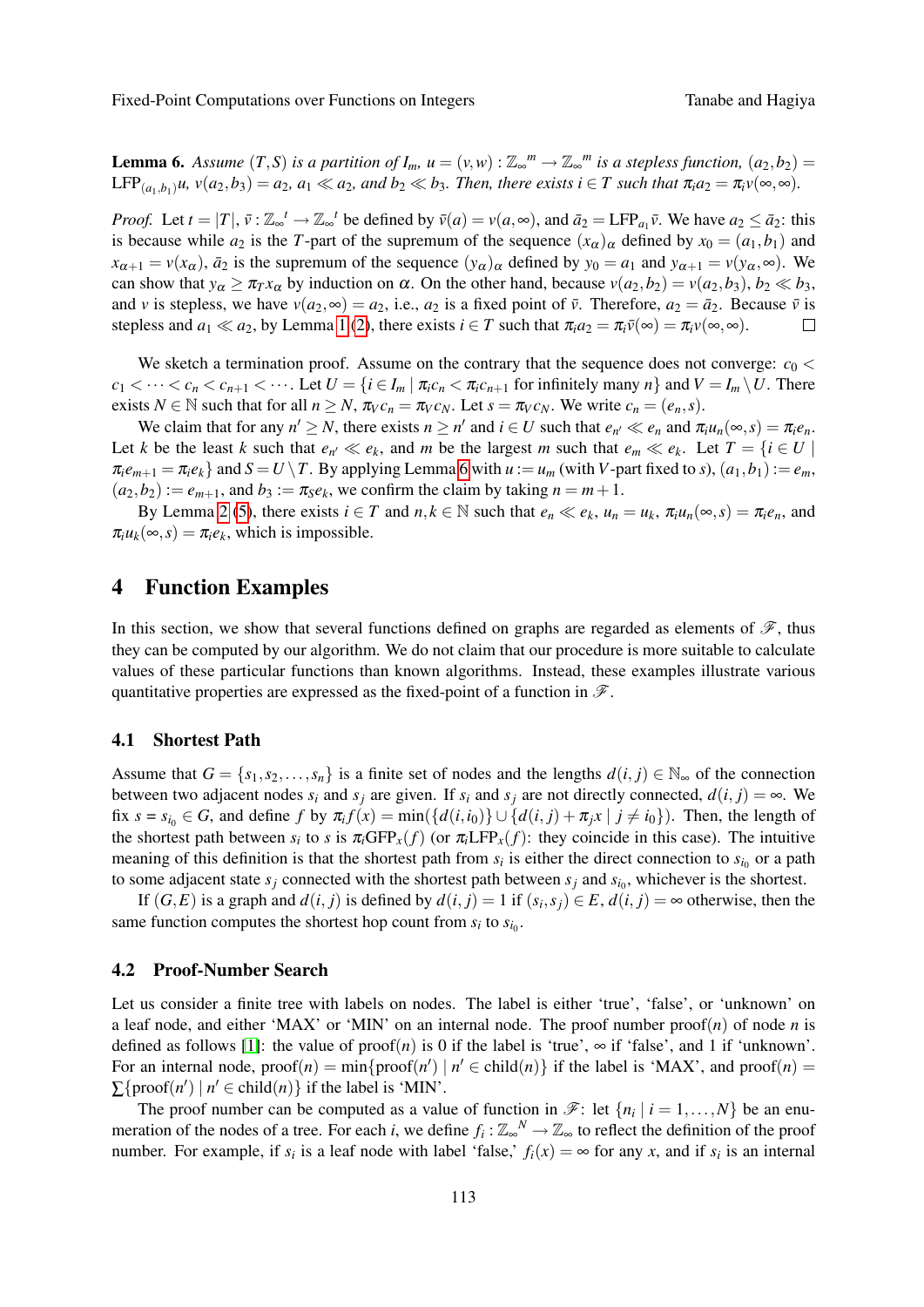**Lemma 6.** *Assume $(T,S)$ is a partition of $I_m$, $u = (v,w) : \mathbb{Z}_\infty{}^m \to \mathbb{Z}_\infty{}^m$ is a stepless function, $(a_2,b_2) = \mathrm{LFP}_{(a_1,b_1)}u$, $v(a_2,b_3) = a_2$, $a_1 \ll a_2$, and $b_2 \ll b_3$. Then, there exists $i \in T$ such that $\pi_i a_2 = \pi_i v(\infty,\infty)$.*

*Proof.* Let $t = |T|$, $\bar{v} : \mathbb{Z}_\infty{}^t \to \mathbb{Z}_\infty{}^t$ be defined by $\bar{v}(a) = v(a,\infty)$, and $\bar{a}_2 = \mathrm{LFP}_{a_1}\bar{v}$. We have $a_2 \le \bar{a}_2$: this is because while $a_2$ is the $T$-part of the supremum of the sequence $(x_\alpha)_\alpha$ defined by $x_0 = (a_1,b_1)$ and $x_{\alpha+1} = v(x_\alpha)$, $\bar{a}_2$ is the supremum of the sequence $(y_\alpha)_\alpha$ defined by $y_0 = a_1$ and $y_{\alpha+1} = v(y_\alpha,\infty)$. We can show that $y_\alpha \ge \pi_T x_\alpha$ by induction on $\alpha$. On the other hand, because $v(a_2,b_2) = v(a_2,b_3)$, $b_2 \ll b_3$, and $v$ is stepless, we have $v(a_2,\infty) = a_2$, i.e., $a_2$ is a fixed point of $\bar{v}$. Therefore, $a_2 = \bar{a}_2$. Because $\bar{v}$ is stepless and $a_1 \ll a_2$, by Lemma 1 (2), there exists $i \in T$ such that $\pi_i a_2 = \pi_i \bar{v}(\infty) = \pi_i v(\infty,\infty)$. □

We sketch a termination proof. Assume on the contrary that the sequence does not converge: $c_0 < c_1 < \cdots < c_n < c_{n+1} < \cdots$. Let $U = \{i \in I_m \mid \pi_i c_n < \pi_i c_{n+1}$ for infinitely many $n\}$ and $V = I_m \setminus U$. There exists $N \in \mathbb{N}$ such that for all $n \ge N$, $\pi_V c_n = \pi_V c_N$. Let $s = \pi_V c_N$. We write $c_n = (e_n, s)$.

We claim that for any $n' \ge N$, there exists $n \ge n'$ and $i \in U$ such that $e_{n'} \ll e_n$ and $\pi_i u_n(\infty,s) = \pi_i e_n$. Let $k$ be the least $k$ such that $e_{n'} \ll e_k$, and $m$ be the largest $m$ such that $e_m \ll e_k$. Let $T = \{i \in U \mid \pi_i e_{m+1} = \pi_i e_k\}$ and $S = U \setminus T$. By applying Lemma 6 with $u := u_m$ (with $V$-part fixed to $s$), $(a_1,b_1) := e_m$, $(a_2,b_2) := e_{m+1}$, and $b_3 := \pi_S e_k$, we confirm the claim by taking $n = m+1$.

By Lemma 2 (5), there exists $i \in T$ and $n,k \in \mathbb{N}$ such that $e_n \ll e_k$, $u_n = u_k$, $\pi_i u_n(\infty,s) = \pi_i e_n$, and $\pi_i u_k(\infty,s) = \pi_i e_k$, which is impossible.

## 4 Function Examples

In this section, we show that several functions defined on graphs are regarded as elements of $\mathscr{F}$, thus they can be computed by our algorithm. We do not claim that our procedure is more suitable to calculate values of these particular functions than known algorithms. Instead, these examples illustrate various quantitative properties are expressed as the fixed-point of a function in $\mathscr{F}$.

### 4.1 Shortest Path

Assume that $G = \{s_1, s_2, \ldots, s_n\}$ is a finite set of nodes and the lengths $d(i,j) \in \mathbb{N}_\infty$ of the connection between two adjacent nodes $s_i$ and $s_j$ are given. If $s_i$ and $s_j$ are not directly connected, $d(i,j) = \infty$. We fix $s = s_{i_0} \in G$, and define $f$ by $\pi_i f(x) = \min(\{d(i,i_0)\} \cup \{d(i,j) + \pi_j x \mid j \ne i_0\})$. Then, the length of the shortest path between $s_i$ to $s$ is $\pi_i \mathrm{GFP}_x(f)$ (or $\pi_i \mathrm{LFP}_x(f)$: they coincide in this case). The intuitive meaning of this definition is that the shortest path from $s_i$ is either the direct connection to $s_{i_0}$ or a path to some adjacent state $s_j$ connected with the shortest path between $s_j$ and $s_{i_0}$, whichever is the shortest.

If $(G,E)$ is a graph and $d(i,j)$ is defined by $d(i,j) = 1$ if $(s_i,s_j) \in E$, $d(i,j) = \infty$ otherwise, then the same function computes the shortest hop count from $s_i$ to $s_{i_0}$.

### 4.2 Proof-Number Search

Let us consider a finite tree with labels on nodes. The label is either 'true', 'false', or 'unknown' on a leaf node, and either 'MAX' or 'MIN' on an internal node. The proof number proof$(n)$ of node $n$ is defined as follows [1]: the value of proof$(n)$ is 0 if the label is 'true', $\infty$ if 'false', and 1 if 'unknown'. For an internal node, proof$(n) = \min\{\text{proof}(n') \mid n' \in \text{child}(n)\}$ if the label is 'MAX', and proof$(n) = \sum\{\text{proof}(n') \mid n' \in \text{child}(n)\}$ if the label is 'MIN'.

The proof number can be computed as a value of function in $\mathscr{F}$: let $\{n_i \mid i = 1,\ldots,N\}$ be an enumeration of the nodes of a tree. For each $i$, we define $f_i : \mathbb{Z}_\infty{}^N \to \mathbb{Z}_\infty$ to reflect the definition of the proof number. For example, if $s_i$ is a leaf node with label 'false,' $f_i(x) = \infty$ for any $x$, and if $s_i$ is an internal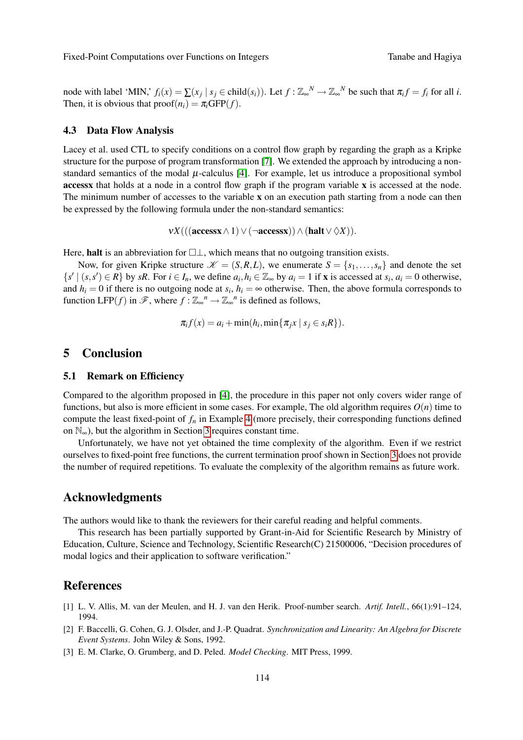node with label 'MIN,' $f_i(x) = \sum(x_j \mid s_j \in \mathrm{child}(s_i))$. Let $f : \mathbb{Z}_\infty{}^N \to \mathbb{Z}_\infty{}^N$ be such that $\pi_i f = f_i$ for all $i$. Then, it is obvious that $\mathrm{proof}(n_i) = \pi_i \mathrm{GFP}(f)$.

### 4.3 Data Flow Analysis

Lacey et al. used CTL to specify conditions on a control flow graph by regarding the graph as a Kripke structure for the purpose of program transformation [7]. We extended the approach by introducing a non-standard semantics of the modal $\mu$-calculus [4]. For example, let us introduce a propositional symbol **accessx** that holds at a node in a control flow graph if the program variable **x** is accessed at the node. The minimum number of accesses to the variable **x** on an execution path starting from a node can then be expressed by the following formula under the non-standard semantics:

$$\nu X(((\mathbf{accessx} \wedge 1) \vee (\neg \mathbf{accessx})) \wedge (\mathbf{halt} \vee \Diamond X)).$$

Here, **halt** is an abbreviation for $\Box\bot$, which means that no outgoing transition exists.

Now, for given Kripke structure $\mathscr{K} = (S, R, L)$, we enumerate $S = \{s_1, \ldots, s_n\}$ and denote the set $\{s' \mid (s, s') \in R\}$ by $sR$. For $i \in I_n$, we define $a_i, h_i \in \mathbb{Z}_\infty$ by $a_i = 1$ if **x** is accessed at $s_i$, $a_i = 0$ otherwise, and $h_i = 0$ if there is no outgoing node at $s_i$, $h_i = \infty$ otherwise. Then, the above formula corresponds to function $\mathrm{LFP}(f)$ in $\mathscr{F}$, where $f : \mathbb{Z}_\infty{}^n \to \mathbb{Z}_\infty{}^n$ is defined as follows,

$$\pi_i f(x) = a_i + \min(h_i, \min\{\pi_j x \mid s_j \in s_i R\}).$$

## 5 Conclusion

### 5.1 Remark on Efficiency

Compared to the algorithm proposed in [4], the procedure in this paper not only covers wider range of functions, but also is more efficient in some cases. For example, The old algorithm requires $O(n)$ time to compute the least fixed-point of $f_n$ in Example 4 (more precisely, their corresponding functions defined on $\mathbb{N}_\infty$), but the algorithm in Section 3 requires constant time.

Unfortunately, we have not yet obtained the time complexity of the algorithm. Even if we restrict ourselves to fixed-point free functions, the current termination proof shown in Section 3 does not provide the number of required repetitions. To evaluate the complexity of the algorithm remains as future work.

## Acknowledgments

The authors would like to thank the reviewers for their careful reading and helpful comments.

This research has been partially supported by Grant-in-Aid for Scientific Research by Ministry of Education, Culture, Science and Technology, Scientific Research(C) 21500006, "Decision procedures of modal logics and their application to software verification."

## References

[1] L. V. Allis, M. van der Meulen, and H. J. van den Herik. Proof-number search. *Artif. Intell.*, 66(1):91–124, 1994.

[2] F. Baccelli, G. Cohen, G. J. Olsder, and J.-P. Quadrat. *Synchronization and Linearity: An Algebra for Discrete Event Systems*. John Wiley & Sons, 1992.

[3] E. M. Clarke, O. Grumberg, and D. Peled. *Model Checking*. MIT Press, 1999.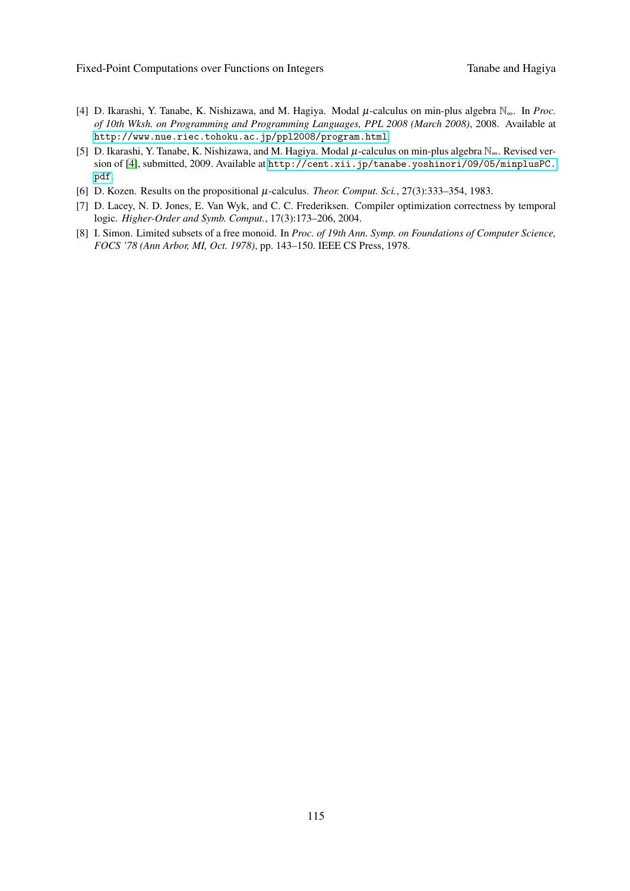[4] D. Ikarashi, Y. Tanabe, K. Nishizawa, and M. Hagiya. Modal $\mu$-calculus on min-plus algebra $\mathbb{N}_\infty$. In *Proc. of 10th Wksh. on Programming and Programming Languages, PPL 2008 (March 2008)*, 2008. Available at `http://www.nue.riec.tohoku.ac.jp/ppl2008/program.html`.

[5] D. Ikarashi, Y. Tanabe, K. Nishizawa, and M. Hagiya. Modal $\mu$-calculus on min-plus algebra $\mathbb{N}_\infty$. Revised version of [4], submitted, 2009. Available at `http://cent.xii.jp/tanabe.yoshinori/09/05/minplusPC.pdf`.

[6] D. Kozen. Results on the propositional $\mu$-calculus. *Theor. Comput. Sci.*, 27(3):333–354, 1983.

[7] D. Lacey, N. D. Jones, E. Van Wyk, and C. C. Frederiksen. Compiler optimization correctness by temporal logic. *Higher-Order and Symb. Comput.*, 17(3):173–206, 2004.

[8] I. Simon. Limited subsets of a free monoid. In *Proc. of 19th Ann. Symp. on Foundations of Computer Science, FOCS '78 (Ann Arbor, MI, Oct. 1978)*, pp. 143–150. IEEE CS Press, 1978.